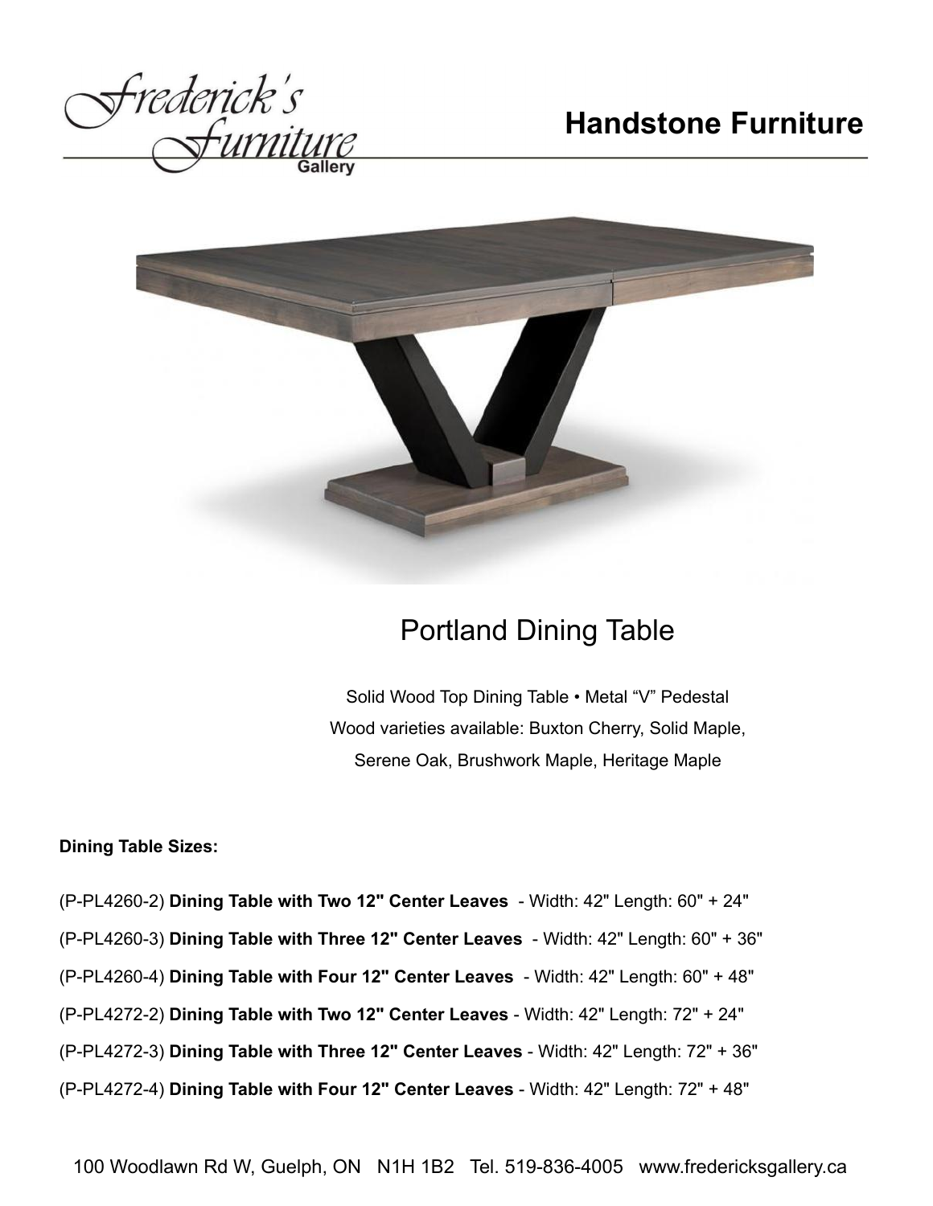Frederick's Furniture Gallery

# Handstone Furniture

## Portland Dining Table

Solid Wood Top Dining Table • Metal "V" Pedestal
Wood varieties available: Buxton Cherry, Solid Maple, Serene Oak, Brushwork Maple, Heritage Maple

**Dining Table Sizes:**

(P-PL4260-2) **Dining Table with Two 12" Center Leaves** - Width: 42" Length: 60" + 24"

(P-PL4260-3) **Dining Table with Three 12" Center Leaves** - Width: 42" Length: 60" + 36"

(P-PL4260-4) **Dining Table with Four 12" Center Leaves** - Width: 42" Length: 60" + 48"

(P-PL4272-2) **Dining Table with Two 12" Center Leaves** - Width: 42" Length: 72" + 24"

(P-PL4272-3) **Dining Table with Three 12" Center Leaves** - Width: 42" Length: 72" + 36"

(P-PL4272-4) **Dining Table with Four 12" Center Leaves** - Width: 42" Length: 72" + 48"

100 Woodlawn Rd W, Guelph, ON N1H 1B2 Tel. 519-836-4005 www.fredericksgallery.ca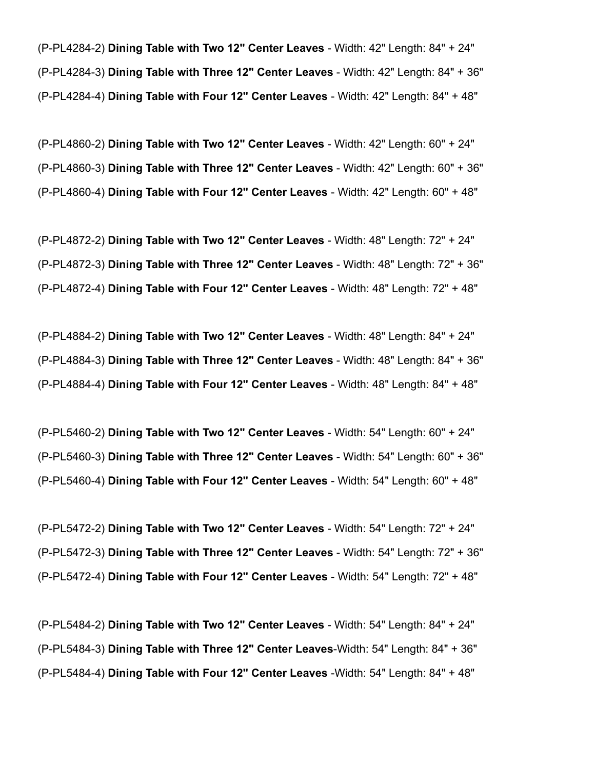(P-PL4284-2) **Dining Table with Two 12" Center Leaves** - Width: 42" Length: 84" + 24"

(P-PL4284-3) **Dining Table with Three 12" Center Leaves** - Width: 42" Length: 84" + 36"

(P-PL4284-4) **Dining Table with Four 12" Center Leaves** - Width: 42" Length: 84" + 48"

(P-PL4860-2) **Dining Table with Two 12" Center Leaves** - Width: 42" Length: 60" + 24"

(P-PL4860-3) **Dining Table with Three 12" Center Leaves** - Width: 42" Length: 60" + 36"

(P-PL4860-4) **Dining Table with Four 12" Center Leaves** - Width: 42" Length: 60" + 48"

(P-PL4872-2) **Dining Table with Two 12" Center Leaves** - Width: 48" Length: 72" + 24"

(P-PL4872-3) **Dining Table with Three 12" Center Leaves** - Width: 48" Length: 72" + 36"

(P-PL4872-4) **Dining Table with Four 12" Center Leaves** - Width: 48" Length: 72" + 48"

(P-PL4884-2) **Dining Table with Two 12" Center Leaves** - Width: 48" Length: 84" + 24"

(P-PL4884-3) **Dining Table with Three 12" Center Leaves** - Width: 48" Length: 84" + 36"

(P-PL4884-4) **Dining Table with Four 12" Center Leaves** - Width: 48" Length: 84" + 48"

(P-PL5460-2) **Dining Table with Two 12" Center Leaves** - Width: 54" Length: 60" + 24"

(P-PL5460-3) **Dining Table with Three 12" Center Leaves** - Width: 54" Length: 60" + 36"

(P-PL5460-4) **Dining Table with Four 12" Center Leaves** - Width: 54" Length: 60" + 48"

(P-PL5472-2) **Dining Table with Two 12" Center Leaves** - Width: 54" Length: 72" + 24"

(P-PL5472-3) **Dining Table with Three 12" Center Leaves** - Width: 54" Length: 72" + 36"

(P-PL5472-4) **Dining Table with Four 12" Center Leaves** - Width: 54" Length: 72" + 48"

(P-PL5484-2) **Dining Table with Two 12" Center Leaves** - Width: 54" Length: 84" + 24"

(P-PL5484-3) **Dining Table with Three 12" Center Leaves**-Width: 54" Length: 84" + 36"

(P-PL5484-4) **Dining Table with Four 12" Center Leaves** -Width: 54" Length: 84" + 48"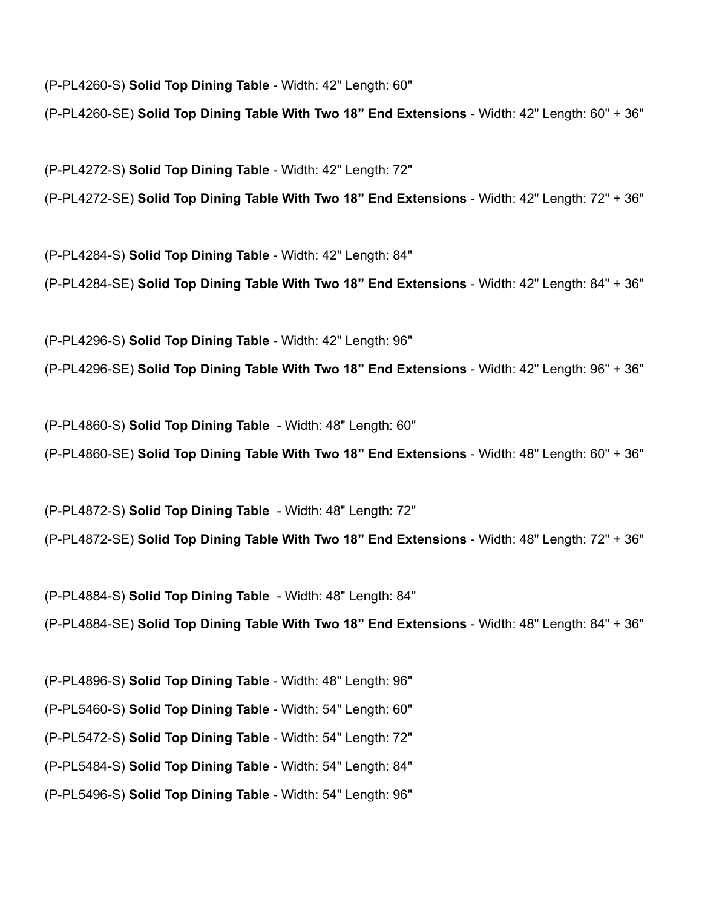(P-PL4260-S) **Solid Top Dining Table** - Width: 42" Length: 60"

(P-PL4260-SE) **Solid Top Dining Table With Two 18" End Extensions** - Width: 42" Length: 60" + 36"

(P-PL4272-S) **Solid Top Dining Table** - Width: 42" Length: 72"

(P-PL4272-SE) **Solid Top Dining Table With Two 18" End Extensions** - Width: 42" Length: 72" + 36"

(P-PL4284-S) **Solid Top Dining Table** - Width: 42" Length: 84"

(P-PL4284-SE) **Solid Top Dining Table With Two 18" End Extensions** - Width: 42" Length: 84" + 36"

(P-PL4296-S) **Solid Top Dining Table** - Width: 42" Length: 96"

(P-PL4296-SE) **Solid Top Dining Table With Two 18" End Extensions** - Width: 42" Length: 96" + 36"

(P-PL4860-S) **Solid Top Dining Table** - Width: 48" Length: 60"

(P-PL4860-SE) **Solid Top Dining Table With Two 18" End Extensions** - Width: 48" Length: 60" + 36"

(P-PL4872-S) **Solid Top Dining Table** - Width: 48" Length: 72"

(P-PL4872-SE) **Solid Top Dining Table With Two 18" End Extensions** - Width: 48" Length: 72" + 36"

(P-PL4884-S) **Solid Top Dining Table** - Width: 48" Length: 84"

(P-PL4884-SE) **Solid Top Dining Table With Two 18" End Extensions** - Width: 48" Length: 84" + 36"

(P-PL4896-S) **Solid Top Dining Table** - Width: 48" Length: 96"

(P-PL5460-S) **Solid Top Dining Table** - Width: 54" Length: 60"

(P-PL5472-S) **Solid Top Dining Table** - Width: 54" Length: 72"

(P-PL5484-S) **Solid Top Dining Table** - Width: 54" Length: 84"

(P-PL5496-S) **Solid Top Dining Table** - Width: 54" Length: 96"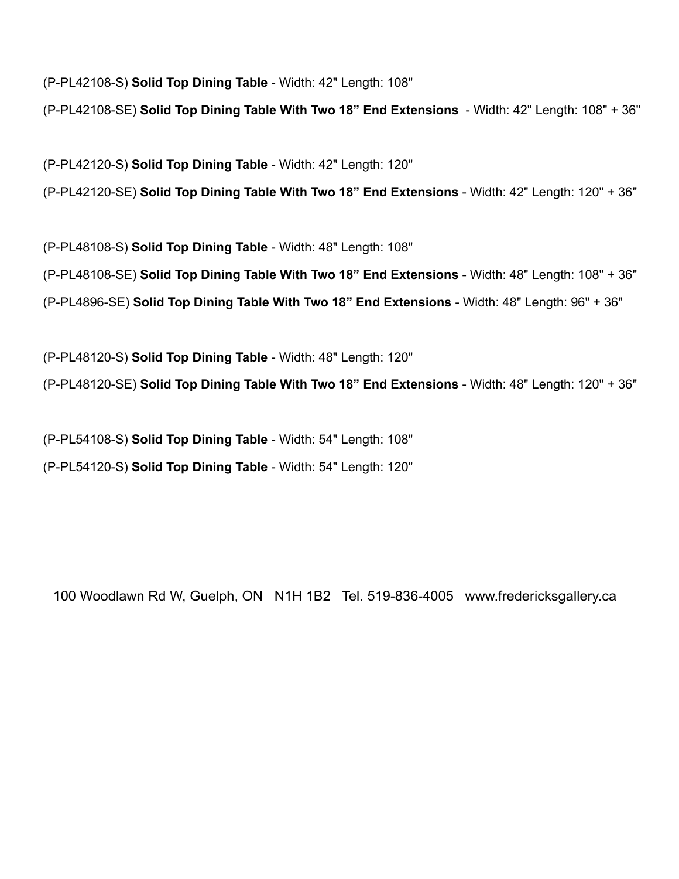(P-PL42108-S) **Solid Top Dining Table** - Width: 42" Length: 108"

(P-PL42108-SE) **Solid Top Dining Table With Two 18" End Extensions** - Width: 42" Length: 108" + 36"

(P-PL42120-S) **Solid Top Dining Table** - Width: 42" Length: 120"

(P-PL42120-SE) **Solid Top Dining Table With Two 18" End Extensions** - Width: 42" Length: 120" + 36"

(P-PL48108-S) **Solid Top Dining Table** - Width: 48" Length: 108"

(P-PL48108-SE) **Solid Top Dining Table With Two 18" End Extensions** - Width: 48" Length: 108" + 36"

(P-PL4896-SE) **Solid Top Dining Table With Two 18" End Extensions** - Width: 48" Length: 96" + 36"

(P-PL48120-S) **Solid Top Dining Table** - Width: 48" Length: 120"

(P-PL48120-SE) **Solid Top Dining Table With Two 18" End Extensions** - Width: 48" Length: 120" + 36"

(P-PL54108-S) **Solid Top Dining Table** - Width: 54" Length: 108"

(P-PL54120-S) **Solid Top Dining Table** - Width: 54" Length: 120"

100 Woodlawn Rd W, Guelph, ON N1H 1B2 Tel. 519-836-4005 www.fredericksgallery.ca